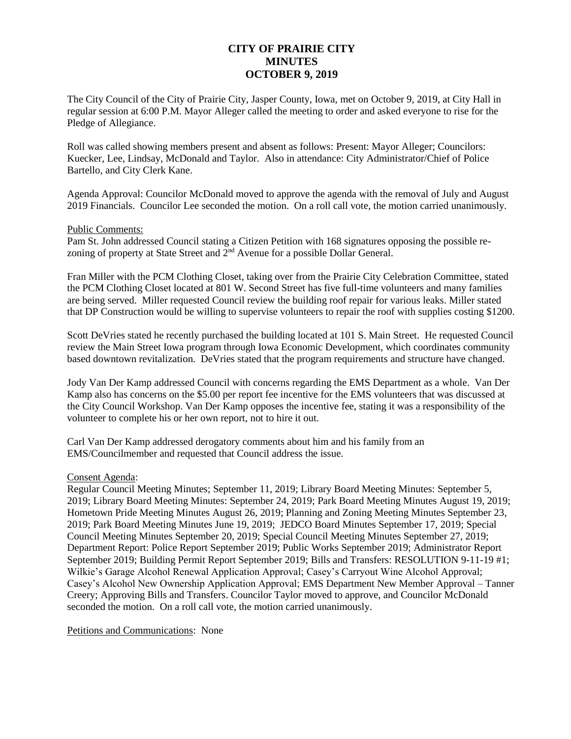# CITY OF PRAIRIE CITY
# MINUTES
# OCTOBER 9, 2019

The City Council of the City of Prairie City, Jasper County, Iowa, met on October 9, 2019, at City Hall in regular session at 6:00 P.M. Mayor Alleger called the meeting to order and asked everyone to rise for the Pledge of Allegiance.

Roll was called showing members present and absent as follows: Present: Mayor Alleger; Councilors: Kuecker, Lee, Lindsay, McDonald and Taylor. Also in attendance: City Administrator/Chief of Police Bartello, and City Clerk Kane.

Agenda Approval: Councilor McDonald moved to approve the agenda with the removal of July and August 2019 Financials. Councilor Lee seconded the motion. On a roll call vote, the motion carried unanimously.

Public Comments:

Pam St. John addressed Council stating a Citizen Petition with 168 signatures opposing the possible re-zoning of property at State Street and 2nd Avenue for a possible Dollar General.

Fran Miller with the PCM Clothing Closet, taking over from the Prairie City Celebration Committee, stated the PCM Clothing Closet located at 801 W. Second Street has five full-time volunteers and many families are being served. Miller requested Council review the building roof repair for various leaks. Miller stated that DP Construction would be willing to supervise volunteers to repair the roof with supplies costing $1200.

Scott DeVries stated he recently purchased the building located at 101 S. Main Street. He requested Council review the Main Street Iowa program through Iowa Economic Development, which coordinates community based downtown revitalization. DeVries stated that the program requirements and structure have changed.

Jody Van Der Kamp addressed Council with concerns regarding the EMS Department as a whole. Van Der Kamp also has concerns on the $5.00 per report fee incentive for the EMS volunteers that was discussed at the City Council Workshop. Van Der Kamp opposes the incentive fee, stating it was a responsibility of the volunteer to complete his or her own report, not to hire it out.

Carl Van Der Kamp addressed derogatory comments about him and his family from an EMS/Councilmember and requested that Council address the issue.

Consent Agenda:

Regular Council Meeting Minutes; September 11, 2019; Library Board Meeting Minutes: September 5, 2019; Library Board Meeting Minutes: September 24, 2019; Park Board Meeting Minutes August 19, 2019; Hometown Pride Meeting Minutes August 26, 2019; Planning and Zoning Meeting Minutes September 23, 2019; Park Board Meeting Minutes June 19, 2019; JEDCO Board Minutes September 17, 2019; Special Council Meeting Minutes September 20, 2019; Special Council Meeting Minutes September 27, 2019; Department Report: Police Report September 2019; Public Works September 2019; Administrator Report September 2019; Building Permit Report September 2019; Bills and Transfers: RESOLUTION 9-11-19 #1; Wilkie's Garage Alcohol Renewal Application Approval; Casey's Carryout Wine Alcohol Approval; Casey's Alcohol New Ownership Application Approval; EMS Department New Member Approval – Tanner Creery; Approving Bills and Transfers. Councilor Taylor moved to approve, and Councilor McDonald seconded the motion. On a roll call vote, the motion carried unanimously.

Petitions and Communications: None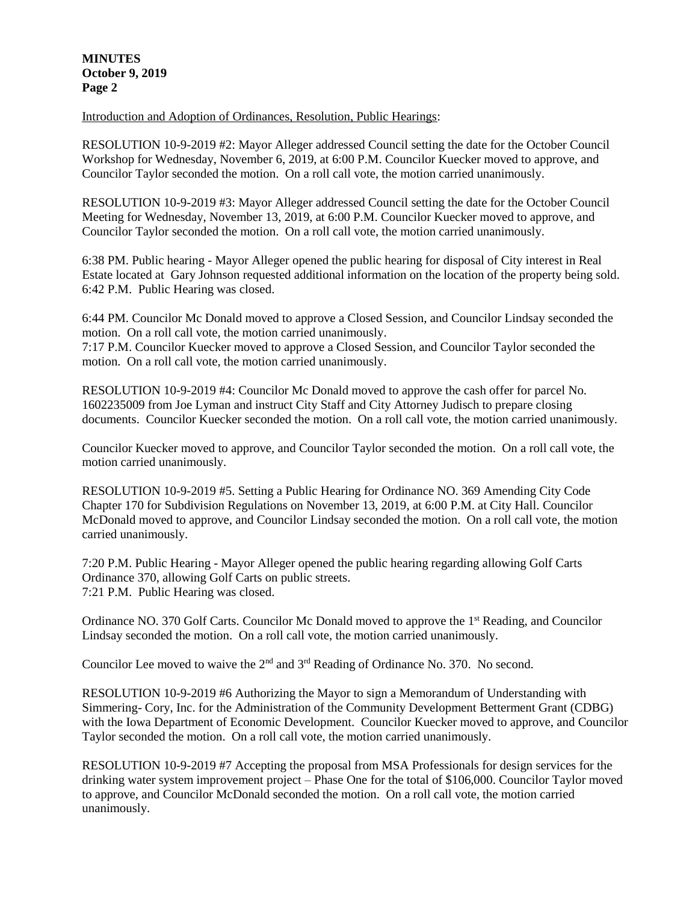Introduction and Adoption of Ordinances, Resolution, Public Hearings:

RESOLUTION 10-9-2019 #2: Mayor Alleger addressed Council setting the date for the October Council Workshop for Wednesday, November 6, 2019, at 6:00 P.M. Councilor Kuecker moved to approve, and Councilor Taylor seconded the motion. On a roll call vote, the motion carried unanimously.

RESOLUTION 10-9-2019 #3: Mayor Alleger addressed Council setting the date for the October Council Meeting for Wednesday, November 13, 2019, at 6:00 P.M. Councilor Kuecker moved to approve, and Councilor Taylor seconded the motion. On a roll call vote, the motion carried unanimously.

6:38 PM. Public hearing - Mayor Alleger opened the public hearing for disposal of City interest in Real Estate located at Gary Johnson requested additional information on the location of the property being sold. 6:42 P.M. Public Hearing was closed.

6:44 PM. Councilor Mc Donald moved to approve a Closed Session, and Councilor Lindsay seconded the motion. On a roll call vote, the motion carried unanimously.
7:17 P.M. Councilor Kuecker moved to approve a Closed Session, and Councilor Taylor seconded the motion. On a roll call vote, the motion carried unanimously.

RESOLUTION 10-9-2019 #4: Councilor Mc Donald moved to approve the cash offer for parcel No. 1602235009 from Joe Lyman and instruct City Staff and City Attorney Judisch to prepare closing documents. Councilor Kuecker seconded the motion. On a roll call vote, the motion carried unanimously.

Councilor Kuecker moved to approve, and Councilor Taylor seconded the motion. On a roll call vote, the motion carried unanimously.

RESOLUTION 10-9-2019 #5. Setting a Public Hearing for Ordinance NO. 369 Amending City Code Chapter 170 for Subdivision Regulations on November 13, 2019, at 6:00 P.M. at City Hall. Councilor McDonald moved to approve, and Councilor Lindsay seconded the motion. On a roll call vote, the motion carried unanimously.

7:20 P.M. Public Hearing - Mayor Alleger opened the public hearing regarding allowing Golf Carts Ordinance 370, allowing Golf Carts on public streets.
7:21 P.M. Public Hearing was closed.

Ordinance NO. 370 Golf Carts. Councilor Mc Donald moved to approve the 1st Reading, and Councilor Lindsay seconded the motion. On a roll call vote, the motion carried unanimously.

Councilor Lee moved to waive the 2nd and 3rd Reading of Ordinance No. 370. No second.

RESOLUTION 10-9-2019 #6 Authorizing the Mayor to sign a Memorandum of Understanding with Simmering- Cory, Inc. for the Administration of the Community Development Betterment Grant (CDBG) with the Iowa Department of Economic Development. Councilor Kuecker moved to approve, and Councilor Taylor seconded the motion. On a roll call vote, the motion carried unanimously.

RESOLUTION 10-9-2019 #7 Accepting the proposal from MSA Professionals for design services for the drinking water system improvement project – Phase One for the total of $106,000. Councilor Taylor moved to approve, and Councilor McDonald seconded the motion. On a roll call vote, the motion carried unanimously.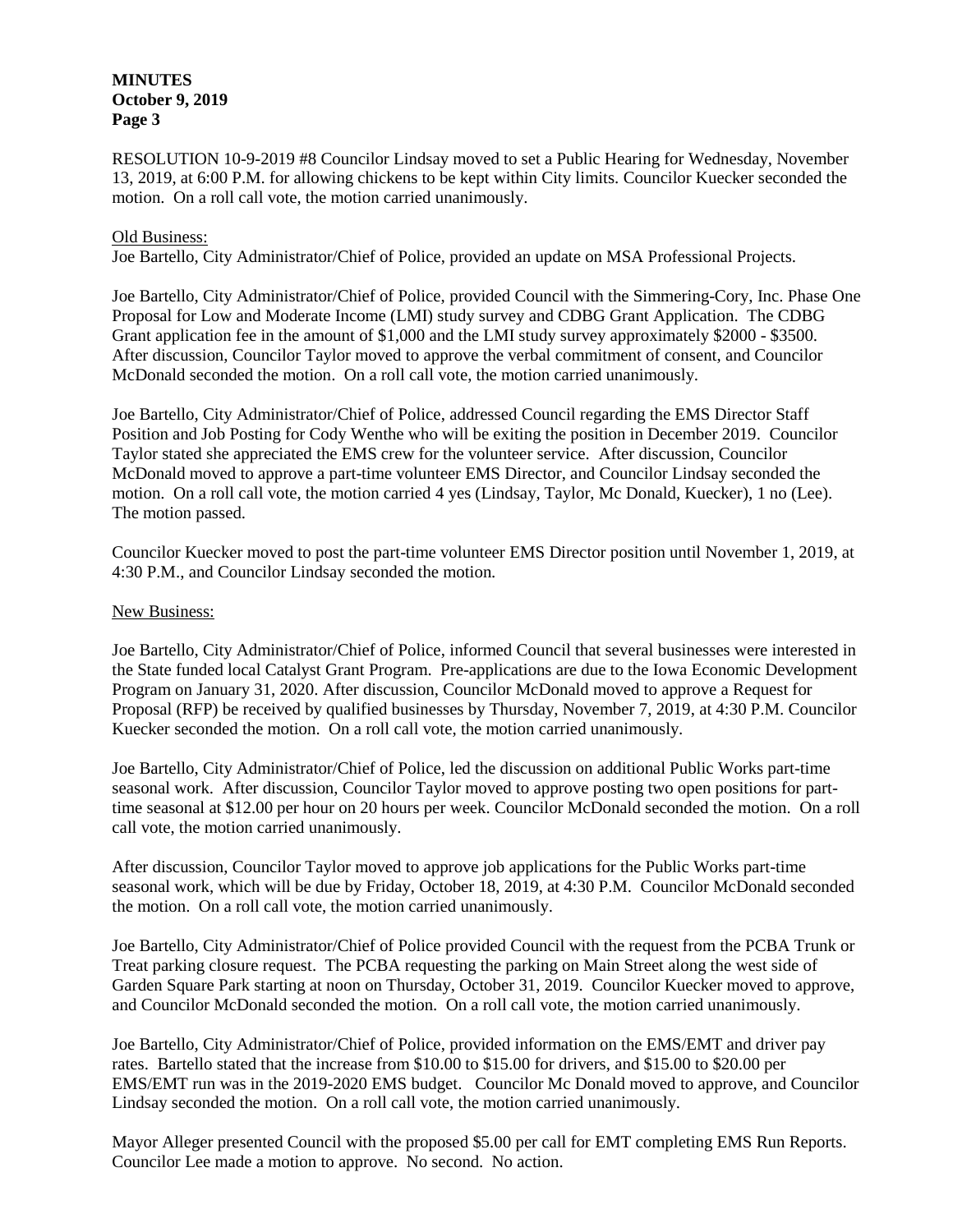RESOLUTION 10-9-2019 #8 Councilor Lindsay moved to set a Public Hearing for Wednesday, November 13, 2019, at 6:00 P.M. for allowing chickens to be kept within City limits. Councilor Kuecker seconded the motion. On a roll call vote, the motion carried unanimously.

Old Business:

Joe Bartello, City Administrator/Chief of Police, provided an update on MSA Professional Projects.

Joe Bartello, City Administrator/Chief of Police, provided Council with the Simmering-Cory, Inc. Phase One Proposal for Low and Moderate Income (LMI) study survey and CDBG Grant Application. The CDBG Grant application fee in the amount of $1,000 and the LMI study survey approximately $2000 - $3500. After discussion, Councilor Taylor moved to approve the verbal commitment of consent, and Councilor McDonald seconded the motion. On a roll call vote, the motion carried unanimously.

Joe Bartello, City Administrator/Chief of Police, addressed Council regarding the EMS Director Staff Position and Job Posting for Cody Wenthe who will be exiting the position in December 2019. Councilor Taylor stated she appreciated the EMS crew for the volunteer service. After discussion, Councilor McDonald moved to approve a part-time volunteer EMS Director, and Councilor Lindsay seconded the motion. On a roll call vote, the motion carried 4 yes (Lindsay, Taylor, Mc Donald, Kuecker), 1 no (Lee). The motion passed.

Councilor Kuecker moved to post the part-time volunteer EMS Director position until November 1, 2019, at 4:30 P.M., and Councilor Lindsay seconded the motion.

New Business:

Joe Bartello, City Administrator/Chief of Police, informed Council that several businesses were interested in the State funded local Catalyst Grant Program. Pre-applications are due to the Iowa Economic Development Program on January 31, 2020. After discussion, Councilor McDonald moved to approve a Request for Proposal (RFP) be received by qualified businesses by Thursday, November 7, 2019, at 4:30 P.M. Councilor Kuecker seconded the motion. On a roll call vote, the motion carried unanimously.

Joe Bartello, City Administrator/Chief of Police, led the discussion on additional Public Works part-time seasonal work. After discussion, Councilor Taylor moved to approve posting two open positions for part-time seasonal at $12.00 per hour on 20 hours per week. Councilor McDonald seconded the motion. On a roll call vote, the motion carried unanimously.

After discussion, Councilor Taylor moved to approve job applications for the Public Works part-time seasonal work, which will be due by Friday, October 18, 2019, at 4:30 P.M. Councilor McDonald seconded the motion. On a roll call vote, the motion carried unanimously.

Joe Bartello, City Administrator/Chief of Police provided Council with the request from the PCBA Trunk or Treat parking closure request. The PCBA requesting the parking on Main Street along the west side of Garden Square Park starting at noon on Thursday, October 31, 2019. Councilor Kuecker moved to approve, and Councilor McDonald seconded the motion. On a roll call vote, the motion carried unanimously.

Joe Bartello, City Administrator/Chief of Police, provided information on the EMS/EMT and driver pay rates. Bartello stated that the increase from $10.00 to $15.00 for drivers, and $15.00 to $20.00 per EMS/EMT run was in the 2019-2020 EMS budget. Councilor Mc Donald moved to approve, and Councilor Lindsay seconded the motion. On a roll call vote, the motion carried unanimously.

Mayor Alleger presented Council with the proposed $5.00 per call for EMT completing EMS Run Reports. Councilor Lee made a motion to approve. No second. No action.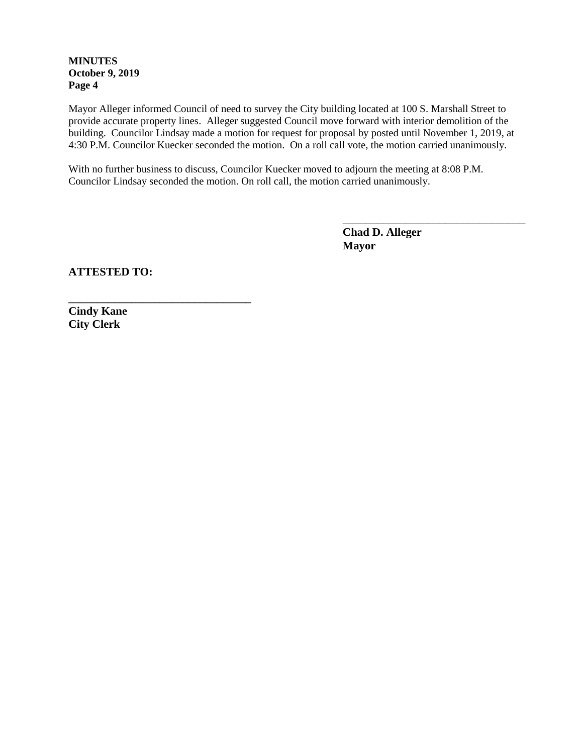Mayor Alleger informed Council of need to survey the City building located at 100 S. Marshall Street to provide accurate property lines. Alleger suggested Council move forward with interior demolition of the building. Councilor Lindsay made a motion for request for proposal by posted until November 1, 2019, at 4:30 P.M. Councilor Kuecker seconded the motion. On a roll call vote, the motion carried unanimously.

With no further business to discuss, Councilor Kuecker moved to adjourn the meeting at 8:08 P.M. Councilor Lindsay seconded the motion. On roll call, the motion carried unanimously.

\_\_\_\_\_\_\_\_\_\_\_\_\_\_\_\_\_\_\_\_\_\_\_\_\_\_\_\_\_\_\_\_\_\_

**Chad D. Alleger**
**Mayor**

**ATTESTED TO:**

\_\_\_\_\_\_\_\_\_\_\_\_\_\_\_\_\_\_\_\_\_\_\_\_\_\_\_\_\_\_\_\_\_\_

**Cindy Kane**
**City Clerk**